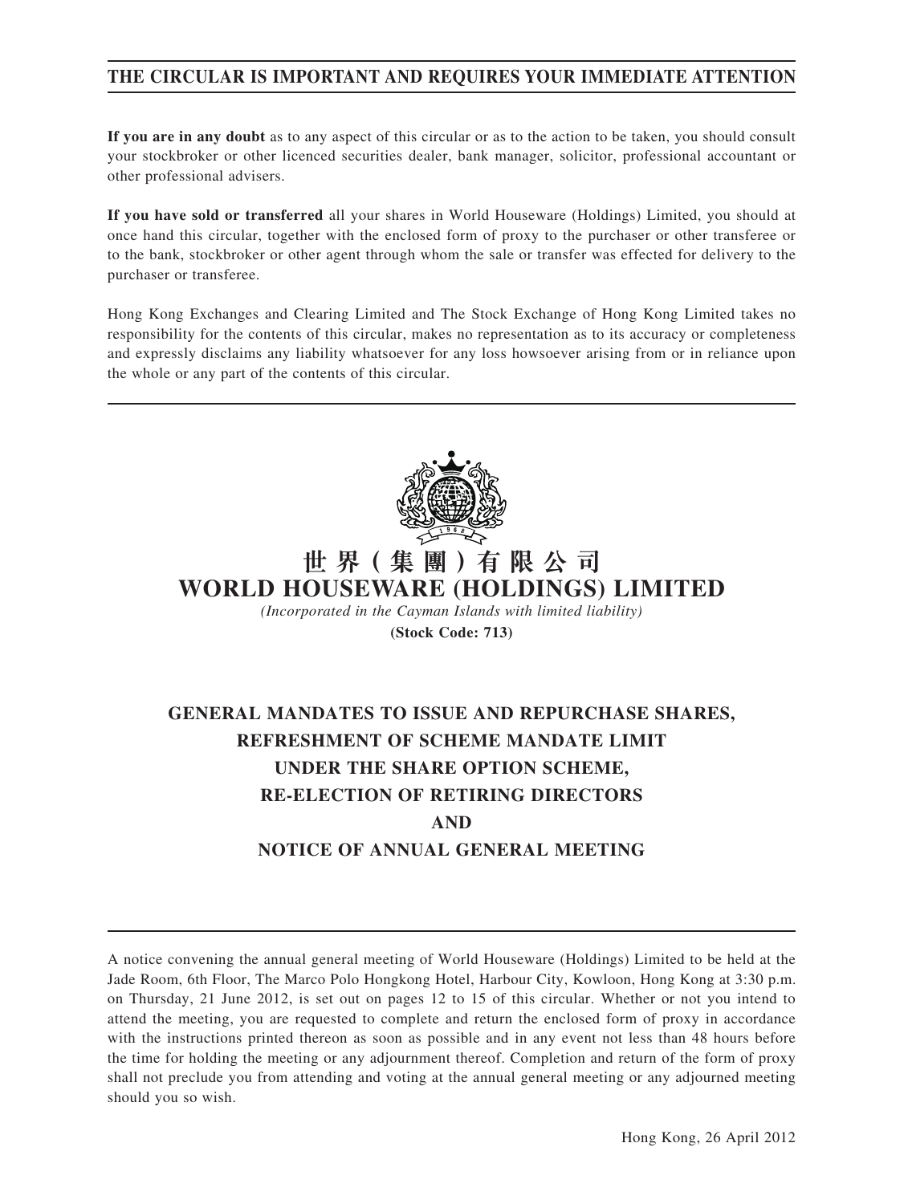**THE CIRCULAR IS IMPORTANT AND REQUIRES YOUR IMMEDIATE ATTENTION**

**If you are in any doubt** as to any aspect of this circular or as to the action to be taken, you should consult your stockbroker or other licenced securities dealer, bank manager, solicitor, professional accountant or other professional advisers.

**If you have sold or transferred** all your shares in World Houseware (Holdings) Limited, you should at once hand this circular, together with the enclosed form of proxy to the purchaser or other transferee or to the bank, stockbroker or other agent through whom the sale or transfer was effected for delivery to the purchaser or transferee.

Hong Kong Exchanges and Clearing Limited and The Stock Exchange of Hong Kong Limited takes no responsibility for the contents of this circular, makes no representation as to its accuracy or completeness and expressly disclaims any liability whatsoever for any loss howsoever arising from or in reliance upon the whole or any part of the contents of this circular.

# 世界(集團)有限公司
# WORLD HOUSEWARE (HOLDINGS) LIMITED

*(Incorporated in the Cayman Islands with limited liability)*

**(Stock Code: 713)**

## GENERAL MANDATES TO ISSUE AND REPURCHASE SHARES, REFRESHMENT OF SCHEME MANDATE LIMIT UNDER THE SHARE OPTION SCHEME, RE-ELECTION OF RETIRING DIRECTORS AND NOTICE OF ANNUAL GENERAL MEETING

A notice convening the annual general meeting of World Houseware (Holdings) Limited to be held at the Jade Room, 6th Floor, The Marco Polo Hongkong Hotel, Harbour City, Kowloon, Hong Kong at 3:30 p.m. on Thursday, 21 June 2012, is set out on pages 12 to 15 of this circular. Whether or not you intend to attend the meeting, you are requested to complete and return the enclosed form of proxy in accordance with the instructions printed thereon as soon as possible and in any event not less than 48 hours before the time for holding the meeting or any adjournment thereof. Completion and return of the form of proxy shall not preclude you from attending and voting at the annual general meeting or any adjourned meeting should you so wish.

Hong Kong, 26 April 2012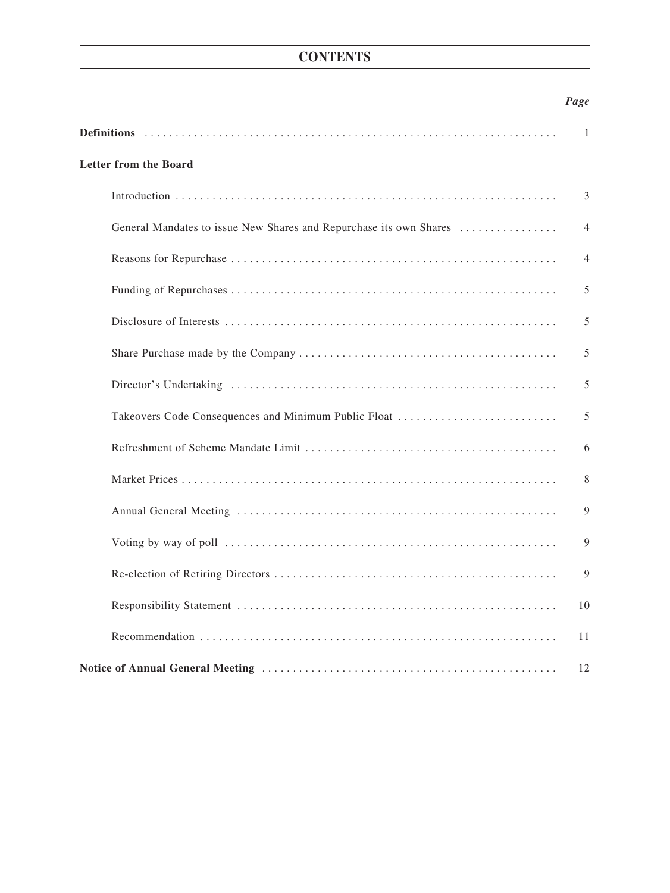# CONTENTS

| | Page |
|---|---|
| **Definitions** | 1 |
| **Letter from the Board** | |
| Introduction | 3 |
| General Mandates to issue New Shares and Repurchase its own Shares | 4 |
| Reasons for Repurchase | 4 |
| Funding of Repurchases | 5 |
| Disclosure of Interests | 5 |
| Share Purchase made by the Company | 5 |
| Director's Undertaking | 5 |
| Takeovers Code Consequences and Minimum Public Float | 5 |
| Refreshment of Scheme Mandate Limit | 6 |
| Market Prices | 8 |
| Annual General Meeting | 9 |
| Voting by way of poll | 9 |
| Re-election of Retiring Directors | 9 |
| Responsibility Statement | 10 |
| Recommendation | 11 |
| **Notice of Annual General Meeting** | 12 |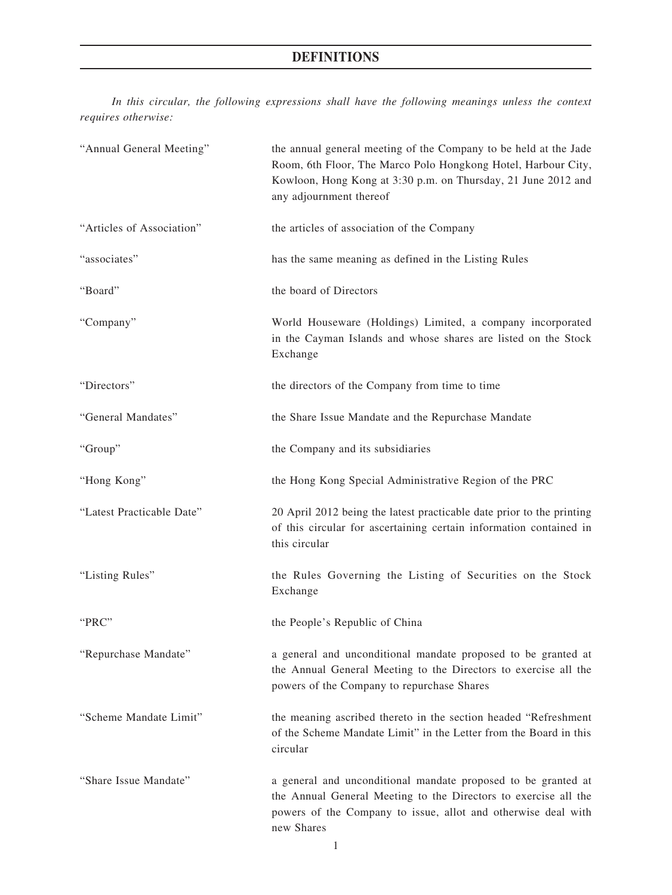# DEFINITIONS

*In this circular, the following expressions shall have the following meanings unless the context requires otherwise:*

| | |
|---|---|
| "Annual General Meeting" | the annual general meeting of the Company to be held at the Jade Room, 6th Floor, The Marco Polo Hongkong Hotel, Harbour City, Kowloon, Hong Kong at 3:30 p.m. on Thursday, 21 June 2012 and any adjournment thereof |
| "Articles of Association" | the articles of association of the Company |
| "associates" | has the same meaning as defined in the Listing Rules |
| "Board" | the board of Directors |
| "Company" | World Houseware (Holdings) Limited, a company incorporated in the Cayman Islands and whose shares are listed on the Stock Exchange |
| "Directors" | the directors of the Company from time to time |
| "General Mandates" | the Share Issue Mandate and the Repurchase Mandate |
| "Group" | the Company and its subsidiaries |
| "Hong Kong" | the Hong Kong Special Administrative Region of the PRC |
| "Latest Practicable Date" | 20 April 2012 being the latest practicable date prior to the printing of this circular for ascertaining certain information contained in this circular |
| "Listing Rules" | the Rules Governing the Listing of Securities on the Stock Exchange |
| "PRC" | the People's Republic of China |
| "Repurchase Mandate" | a general and unconditional mandate proposed to be granted at the Annual General Meeting to the Directors to exercise all the powers of the Company to repurchase Shares |
| "Scheme Mandate Limit" | the meaning ascribed thereto in the section headed "Refreshment of the Scheme Mandate Limit" in the Letter from the Board in this circular |
| "Share Issue Mandate" | a general and unconditional mandate proposed to be granted at the Annual General Meeting to the Directors to exercise all the powers of the Company to issue, allot and otherwise deal with new Shares |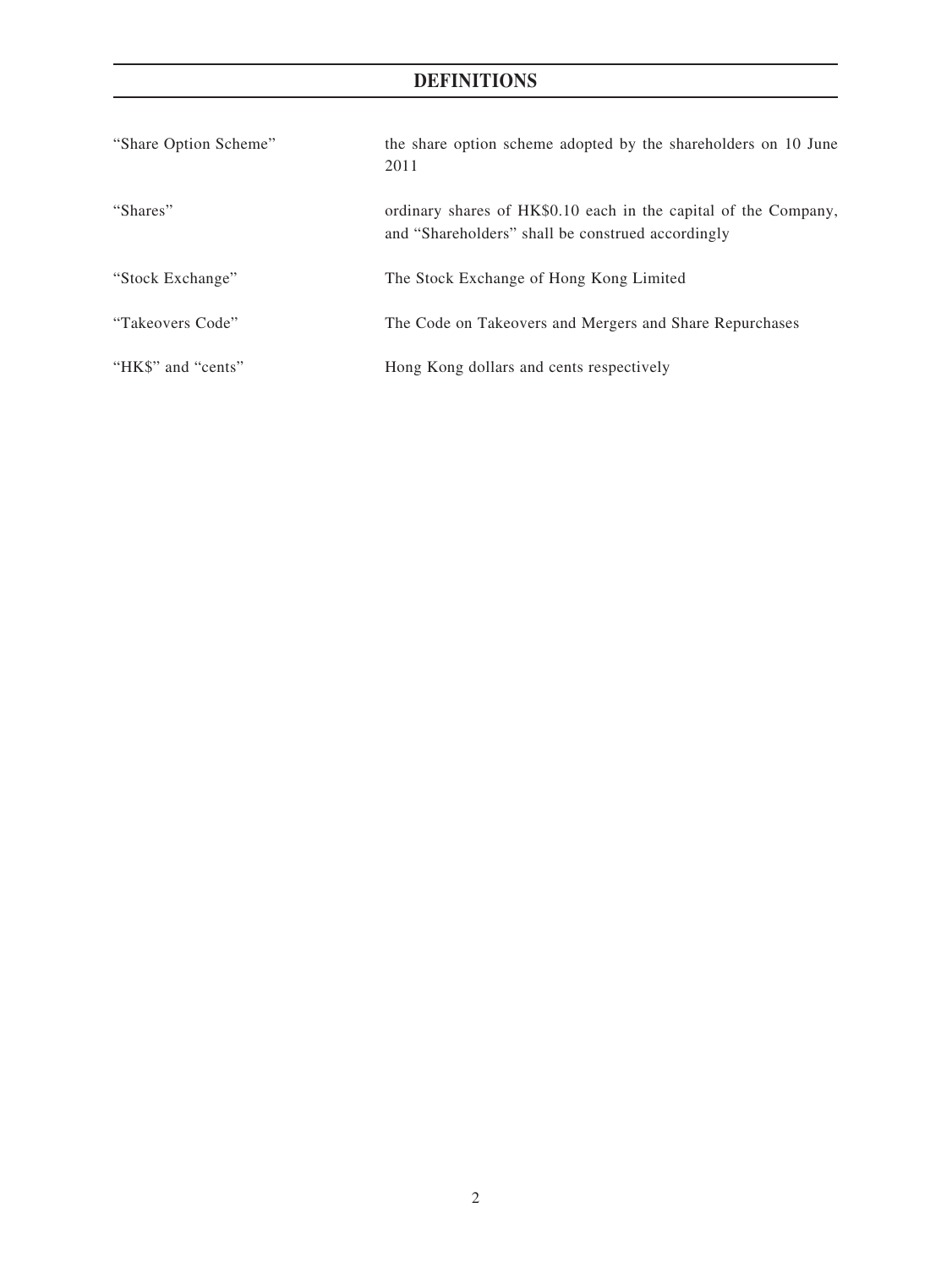# DEFINITIONS

| | |
|---|---|
| "Share Option Scheme" | the share option scheme adopted by the shareholders on 10 June 2011 |
| "Shares" | ordinary shares of HK$0.10 each in the capital of the Company, and "Shareholders" shall be construed accordingly |
| "Stock Exchange" | The Stock Exchange of Hong Kong Limited |
| "Takeovers Code" | The Code on Takeovers and Mergers and Share Repurchases |
| "HK$" and "cents" | Hong Kong dollars and cents respectively |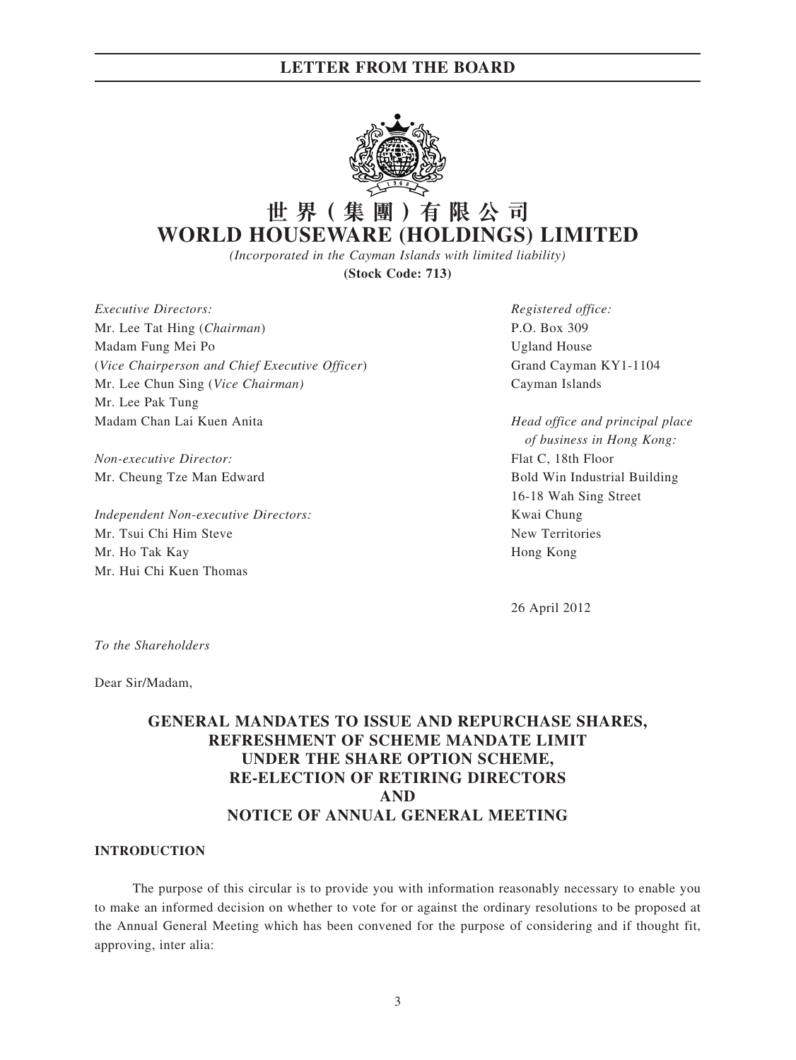# 世界(集團)有限公司
# WORLD HOUSEWARE (HOLDINGS) LIMITED

*(Incorporated in the Cayman Islands with limited liability)*

**(Stock Code: 713)**

*Executive Directors:*
Mr. Lee Tat Hing (*Chairman*)
Madam Fung Mei Po
(*Vice Chairperson and Chief Executive Officer*)
Mr. Lee Chun Sing (*Vice Chairman*)
Mr. Lee Pak Tung
Madam Chan Lai Kuen Anita

*Non-executive Director:*
Mr. Cheung Tze Man Edward

*Independent Non-executive Directors:*
Mr. Tsui Chi Him Steve
Mr. Ho Tak Kay
Mr. Hui Chi Kuen Thomas

*Registered office:*
P.O. Box 309
Ugland House
Grand Cayman KY1-1104
Cayman Islands

*Head office and principal place of business in Hong Kong:*
Flat C, 18th Floor
Bold Win Industrial Building
16-18 Wah Sing Street
Kwai Chung
New Territories
Hong Kong

26 April 2012

*To the Shareholders*

Dear Sir/Madam,

## GENERAL MANDATES TO ISSUE AND REPURCHASE SHARES, REFRESHMENT OF SCHEME MANDATE LIMIT UNDER THE SHARE OPTION SCHEME, RE-ELECTION OF RETIRING DIRECTORS AND NOTICE OF ANNUAL GENERAL MEETING

### INTRODUCTION

The purpose of this circular is to provide you with information reasonably necessary to enable you to make an informed decision on whether to vote for or against the ordinary resolutions to be proposed at the Annual General Meeting which has been convened for the purpose of considering and if thought fit, approving, inter alia: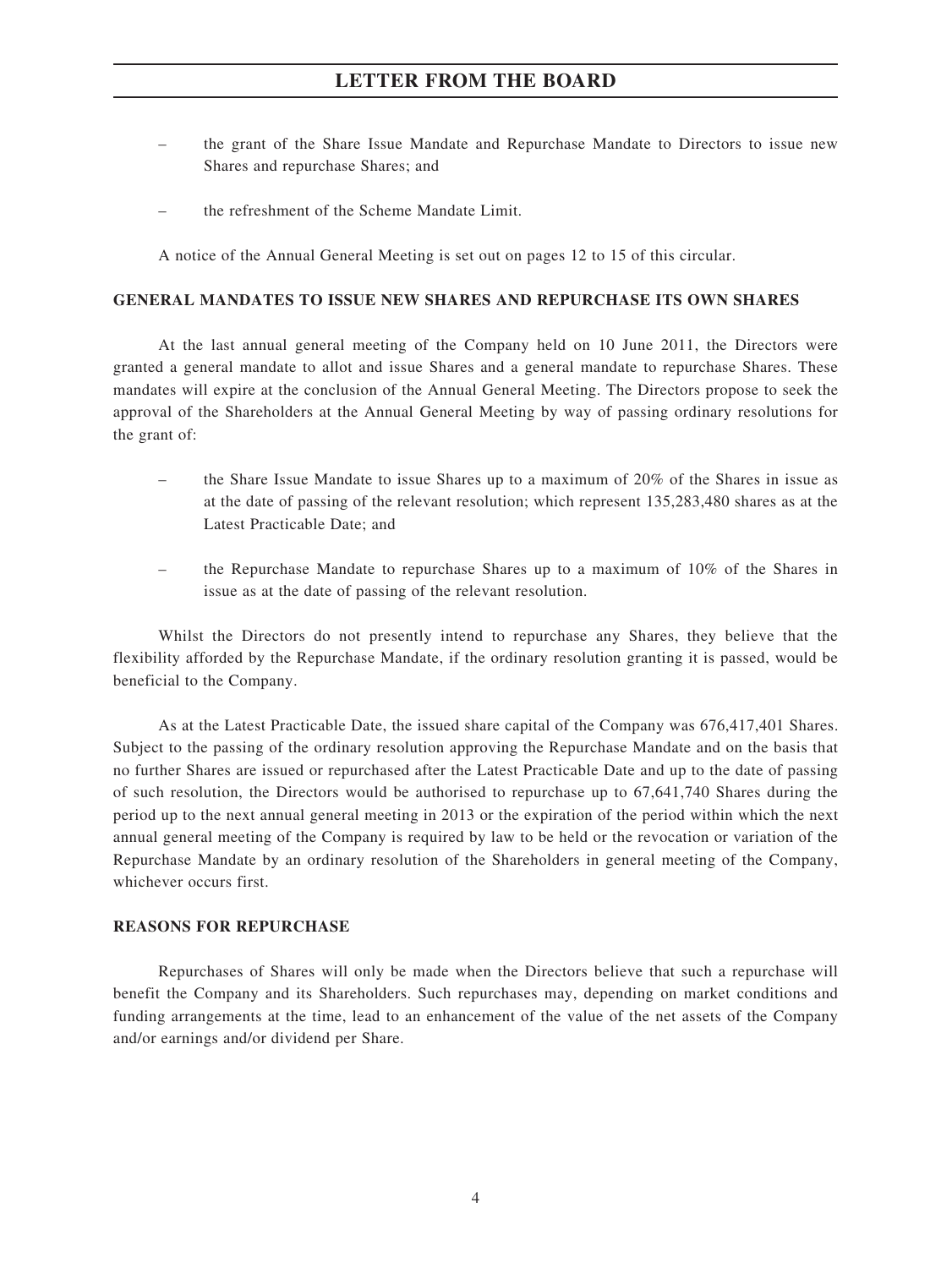– the grant of the Share Issue Mandate and Repurchase Mandate to Directors to issue new Shares and repurchase Shares; and

– the refreshment of the Scheme Mandate Limit.

A notice of the Annual General Meeting is set out on pages 12 to 15 of this circular.

## GENERAL MANDATES TO ISSUE NEW SHARES AND REPURCHASE ITS OWN SHARES

At the last annual general meeting of the Company held on 10 June 2011, the Directors were granted a general mandate to allot and issue Shares and a general mandate to repurchase Shares. These mandates will expire at the conclusion of the Annual General Meeting. The Directors propose to seek the approval of the Shareholders at the Annual General Meeting by way of passing ordinary resolutions for the grant of:

– the Share Issue Mandate to issue Shares up to a maximum of 20% of the Shares in issue as at the date of passing of the relevant resolution; which represent 135,283,480 shares as at the Latest Practicable Date; and

– the Repurchase Mandate to repurchase Shares up to a maximum of 10% of the Shares in issue as at the date of passing of the relevant resolution.

Whilst the Directors do not presently intend to repurchase any Shares, they believe that the flexibility afforded by the Repurchase Mandate, if the ordinary resolution granting it is passed, would be beneficial to the Company.

As at the Latest Practicable Date, the issued share capital of the Company was 676,417,401 Shares. Subject to the passing of the ordinary resolution approving the Repurchase Mandate and on the basis that no further Shares are issued or repurchased after the Latest Practicable Date and up to the date of passing of such resolution, the Directors would be authorised to repurchase up to 67,641,740 Shares during the period up to the next annual general meeting in 2013 or the expiration of the period within which the next annual general meeting of the Company is required by law to be held or the revocation or variation of the Repurchase Mandate by an ordinary resolution of the Shareholders in general meeting of the Company, whichever occurs first.

## REASONS FOR REPURCHASE

Repurchases of Shares will only be made when the Directors believe that such a repurchase will benefit the Company and its Shareholders. Such repurchases may, depending on market conditions and funding arrangements at the time, lead to an enhancement of the value of the net assets of the Company and/or earnings and/or dividend per Share.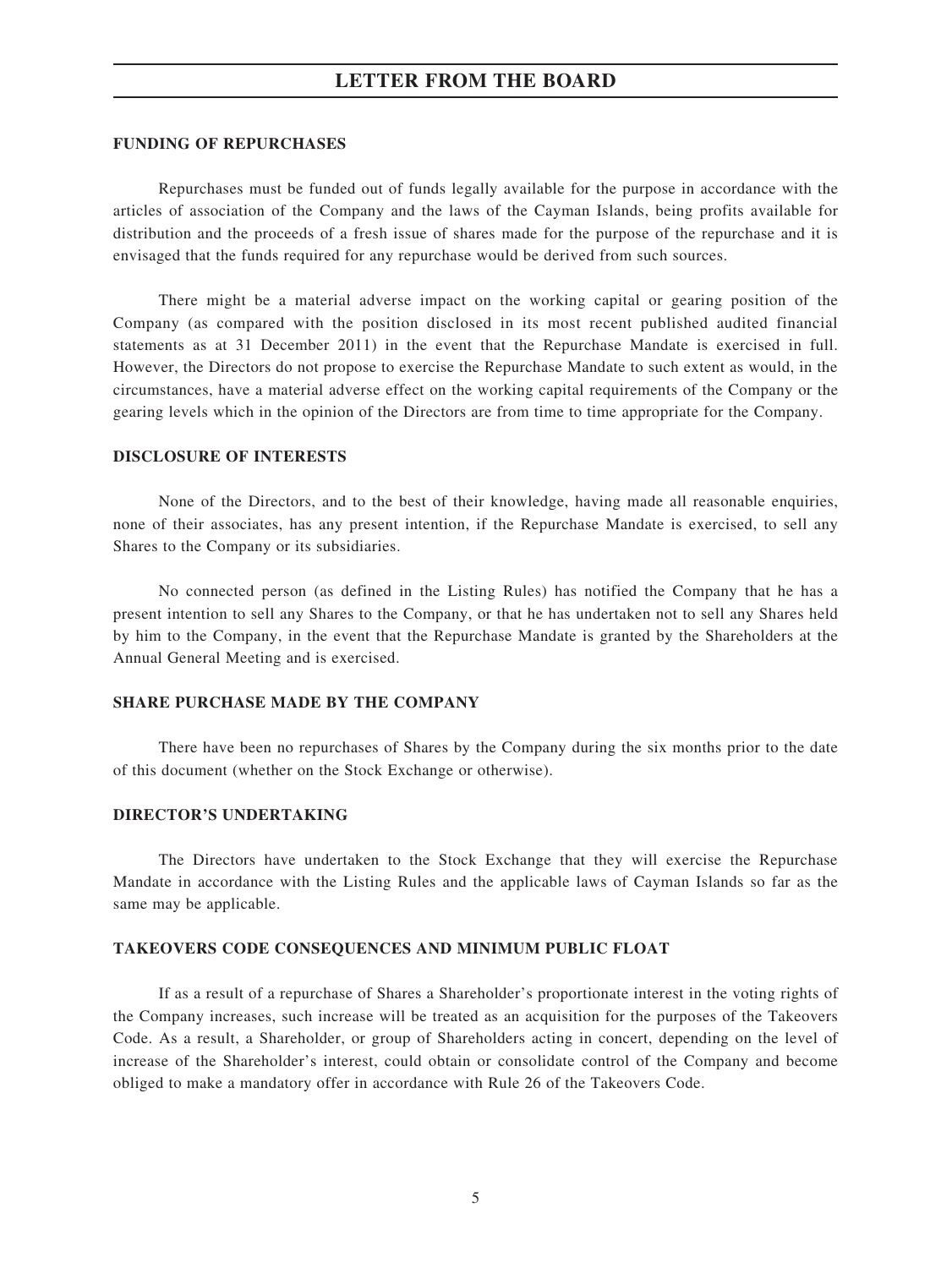## FUNDING OF REPURCHASES

Repurchases must be funded out of funds legally available for the purpose in accordance with the articles of association of the Company and the laws of the Cayman Islands, being profits available for distribution and the proceeds of a fresh issue of shares made for the purpose of the repurchase and it is envisaged that the funds required for any repurchase would be derived from such sources.

There might be a material adverse impact on the working capital or gearing position of the Company (as compared with the position disclosed in its most recent published audited financial statements as at 31 December 2011) in the event that the Repurchase Mandate is exercised in full. However, the Directors do not propose to exercise the Repurchase Mandate to such extent as would, in the circumstances, have a material adverse effect on the working capital requirements of the Company or the gearing levels which in the opinion of the Directors are from time to time appropriate for the Company.

## DISCLOSURE OF INTERESTS

None of the Directors, and to the best of their knowledge, having made all reasonable enquiries, none of their associates, has any present intention, if the Repurchase Mandate is exercised, to sell any Shares to the Company or its subsidiaries.

No connected person (as defined in the Listing Rules) has notified the Company that he has a present intention to sell any Shares to the Company, or that he has undertaken not to sell any Shares held by him to the Company, in the event that the Repurchase Mandate is granted by the Shareholders at the Annual General Meeting and is exercised.

## SHARE PURCHASE MADE BY THE COMPANY

There have been no repurchases of Shares by the Company during the six months prior to the date of this document (whether on the Stock Exchange or otherwise).

## DIRECTOR'S UNDERTAKING

The Directors have undertaken to the Stock Exchange that they will exercise the Repurchase Mandate in accordance with the Listing Rules and the applicable laws of Cayman Islands so far as the same may be applicable.

## TAKEOVERS CODE CONSEQUENCES AND MINIMUM PUBLIC FLOAT

If as a result of a repurchase of Shares a Shareholder's proportionate interest in the voting rights of the Company increases, such increase will be treated as an acquisition for the purposes of the Takeovers Code. As a result, a Shareholder, or group of Shareholders acting in concert, depending on the level of increase of the Shareholder's interest, could obtain or consolidate control of the Company and become obliged to make a mandatory offer in accordance with Rule 26 of the Takeovers Code.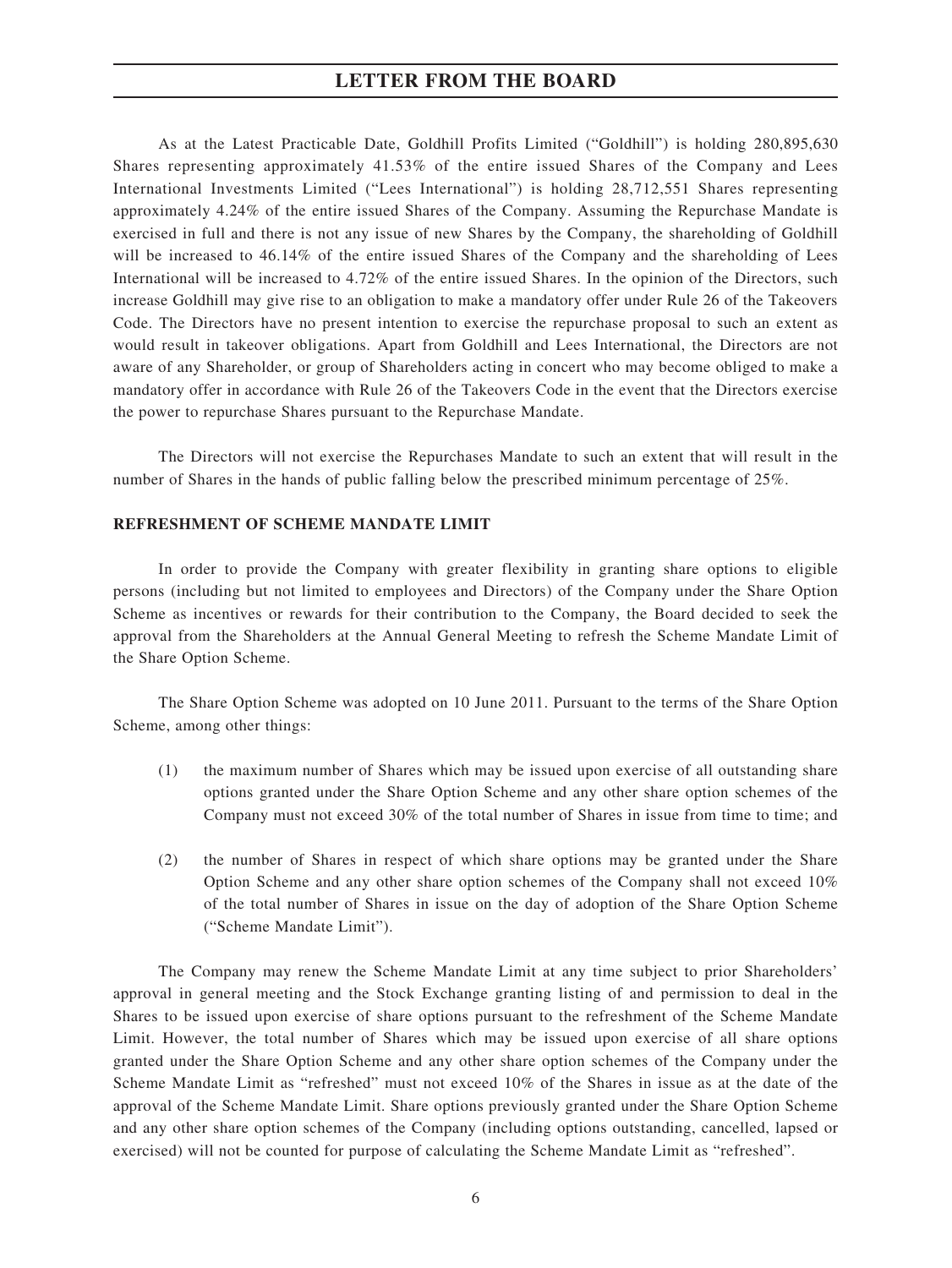As at the Latest Practicable Date, Goldhill Profits Limited ("Goldhill") is holding 280,895,630 Shares representing approximately 41.53% of the entire issued Shares of the Company and Lees International Investments Limited ("Lees International") is holding 28,712,551 Shares representing approximately 4.24% of the entire issued Shares of the Company. Assuming the Repurchase Mandate is exercised in full and there is not any issue of new Shares by the Company, the shareholding of Goldhill will be increased to 46.14% of the entire issued Shares of the Company and the shareholding of Lees International will be increased to 4.72% of the entire issued Shares. In the opinion of the Directors, such increase Goldhill may give rise to an obligation to make a mandatory offer under Rule 26 of the Takeovers Code. The Directors have no present intention to exercise the repurchase proposal to such an extent as would result in takeover obligations. Apart from Goldhill and Lees International, the Directors are not aware of any Shareholder, or group of Shareholders acting in concert who may become obliged to make a mandatory offer in accordance with Rule 26 of the Takeovers Code in the event that the Directors exercise the power to repurchase Shares pursuant to the Repurchase Mandate.

The Directors will not exercise the Repurchases Mandate to such an extent that will result in the number of Shares in the hands of public falling below the prescribed minimum percentage of 25%.

**REFRESHMENT OF SCHEME MANDATE LIMIT**

In order to provide the Company with greater flexibility in granting share options to eligible persons (including but not limited to employees and Directors) of the Company under the Share Option Scheme as incentives or rewards for their contribution to the Company, the Board decided to seek the approval from the Shareholders at the Annual General Meeting to refresh the Scheme Mandate Limit of the Share Option Scheme.

The Share Option Scheme was adopted on 10 June 2011. Pursuant to the terms of the Share Option Scheme, among other things:

(1) the maximum number of Shares which may be issued upon exercise of all outstanding share options granted under the Share Option Scheme and any other share option schemes of the Company must not exceed 30% of the total number of Shares in issue from time to time; and

(2) the number of Shares in respect of which share options may be granted under the Share Option Scheme and any other share option schemes of the Company shall not exceed 10% of the total number of Shares in issue on the day of adoption of the Share Option Scheme ("Scheme Mandate Limit").

The Company may renew the Scheme Mandate Limit at any time subject to prior Shareholders' approval in general meeting and the Stock Exchange granting listing of and permission to deal in the Shares to be issued upon exercise of share options pursuant to the refreshment of the Scheme Mandate Limit. However, the total number of Shares which may be issued upon exercise of all share options granted under the Share Option Scheme and any other share option schemes of the Company under the Scheme Mandate Limit as "refreshed" must not exceed 10% of the Shares in issue as at the date of the approval of the Scheme Mandate Limit. Share options previously granted under the Share Option Scheme and any other share option schemes of the Company (including options outstanding, cancelled, lapsed or exercised) will not be counted for purpose of calculating the Scheme Mandate Limit as "refreshed".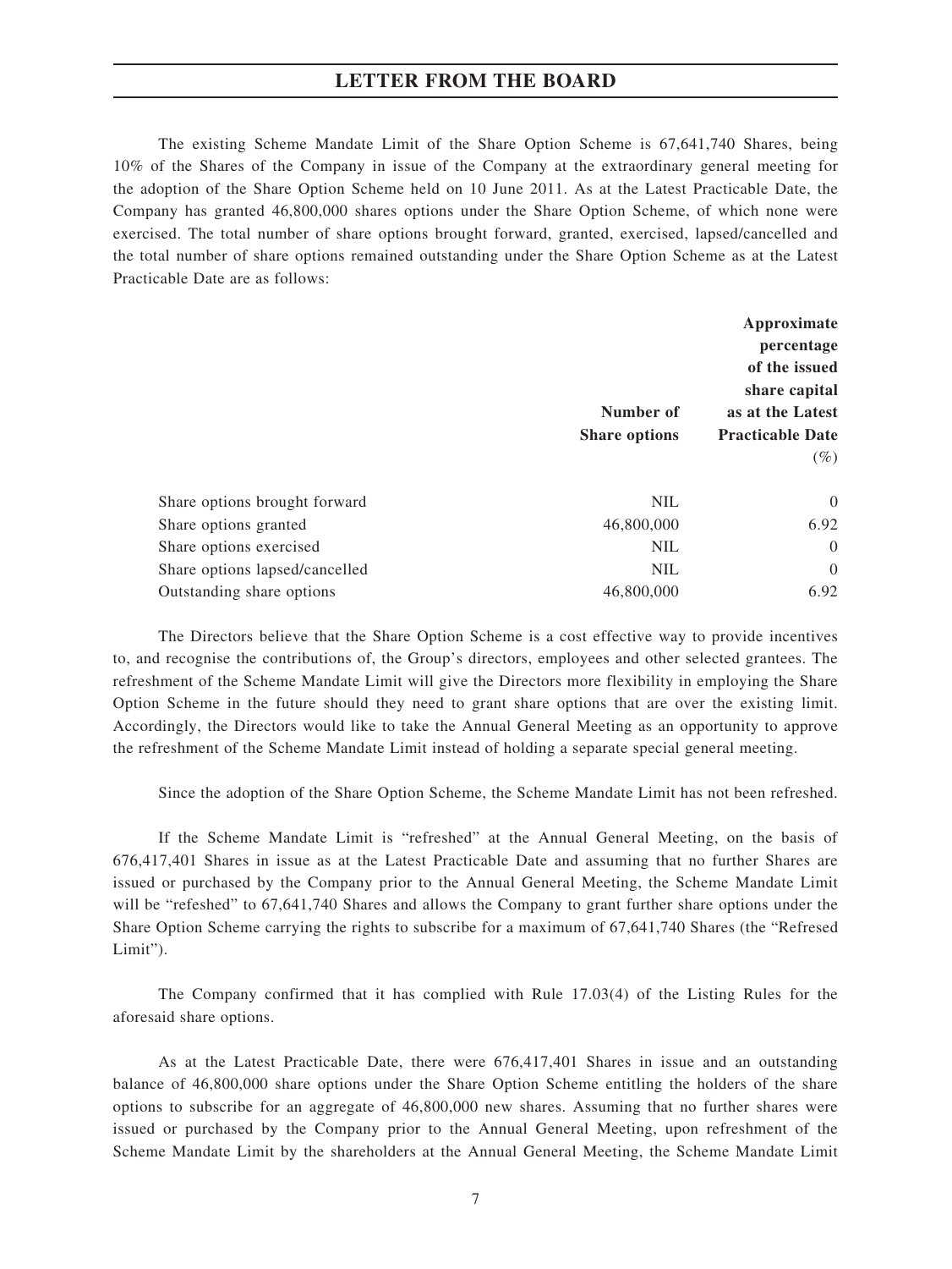The existing Scheme Mandate Limit of the Share Option Scheme is 67,641,740 Shares, being 10% of the Shares of the Company in issue of the Company at the extraordinary general meeting for the adoption of the Share Option Scheme held on 10 June 2011. As at the Latest Practicable Date, the Company has granted 46,800,000 shares options under the Share Option Scheme, of which none were exercised. The total number of share options brought forward, granted, exercised, lapsed/cancelled and the total number of share options remained outstanding under the Share Option Scheme as at the Latest Practicable Date are as follows:

| | **Number of Share options** | **Approximate percentage of the issued share capital as at the Latest Practicable Date** (%) |
|---|---|---|
| Share options brought forward | NIL | 0 |
| Share options granted | 46,800,000 | 6.92 |
| Share options exercised | NIL | 0 |
| Share options lapsed/cancelled | NIL | 0 |
| Outstanding share options | 46,800,000 | 6.92 |

The Directors believe that the Share Option Scheme is a cost effective way to provide incentives to, and recognise the contributions of, the Group's directors, employees and other selected grantees. The refreshment of the Scheme Mandate Limit will give the Directors more flexibility in employing the Share Option Scheme in the future should they need to grant share options that are over the existing limit. Accordingly, the Directors would like to take the Annual General Meeting as an opportunity to approve the refreshment of the Scheme Mandate Limit instead of holding a separate special general meeting.

Since the adoption of the Share Option Scheme, the Scheme Mandate Limit has not been refreshed.

If the Scheme Mandate Limit is "refreshed" at the Annual General Meeting, on the basis of 676,417,401 Shares in issue as at the Latest Practicable Date and assuming that no further Shares are issued or purchased by the Company prior to the Annual General Meeting, the Scheme Mandate Limit will be "refeshed" to 67,641,740 Shares and allows the Company to grant further share options under the Share Option Scheme carrying the rights to subscribe for a maximum of 67,641,740 Shares (the "Refresed Limit").

The Company confirmed that it has complied with Rule 17.03(4) of the Listing Rules for the aforesaid share options.

As at the Latest Practicable Date, there were 676,417,401 Shares in issue and an outstanding balance of 46,800,000 share options under the Share Option Scheme entitling the holders of the share options to subscribe for an aggregate of 46,800,000 new shares. Assuming that no further shares were issued or purchased by the Company prior to the Annual General Meeting, upon refreshment of the Scheme Mandate Limit by the shareholders at the Annual General Meeting, the Scheme Mandate Limit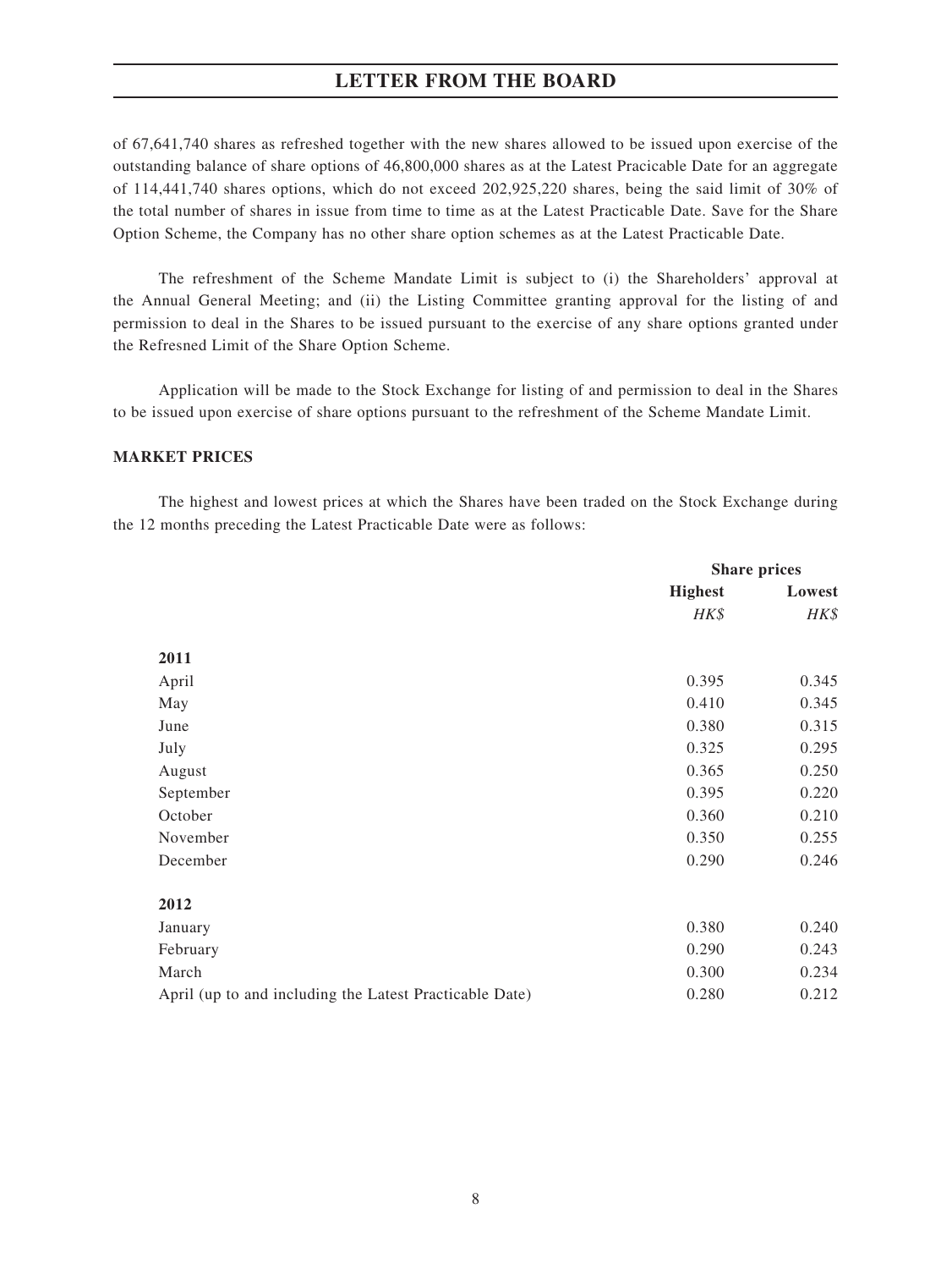of 67,641,740 shares as refreshed together with the new shares allowed to be issued upon exercise of the outstanding balance of share options of 46,800,000 shares as at the Latest Pracicable Date for an aggregate of 114,441,740 shares options, which do not exceed 202,925,220 shares, being the said limit of 30% of the total number of shares in issue from time to time as at the Latest Practicable Date. Save for the Share Option Scheme, the Company has no other share option schemes as at the Latest Practicable Date.

The refreshment of the Scheme Mandate Limit is subject to (i) the Shareholders' approval at the Annual General Meeting; and (ii) the Listing Committee granting approval for the listing of and permission to deal in the Shares to be issued pursuant to the exercise of any share options granted under the Refresned Limit of the Share Option Scheme.

Application will be made to the Stock Exchange for listing of and permission to deal in the Shares to be issued upon exercise of share options pursuant to the refreshment of the Scheme Mandate Limit.

**MARKET PRICES**

The highest and lowest prices at which the Shares have been traded on the Stock Exchange during the 12 months preceding the Latest Practicable Date were as follows:

| | Share prices | |
|---|---|---|
| | **Highest** | **Lowest** |
| | *HK$* | *HK$* |
| **2011** | | |
| April | 0.395 | 0.345 |
| May | 0.410 | 0.345 |
| June | 0.380 | 0.315 |
| July | 0.325 | 0.295 |
| August | 0.365 | 0.250 |
| September | 0.395 | 0.220 |
| October | 0.360 | 0.210 |
| November | 0.350 | 0.255 |
| December | 0.290 | 0.246 |
| **2012** | | |
| January | 0.380 | 0.240 |
| February | 0.290 | 0.243 |
| March | 0.300 | 0.234 |
| April (up to and including the Latest Practicable Date) | 0.280 | 0.212 |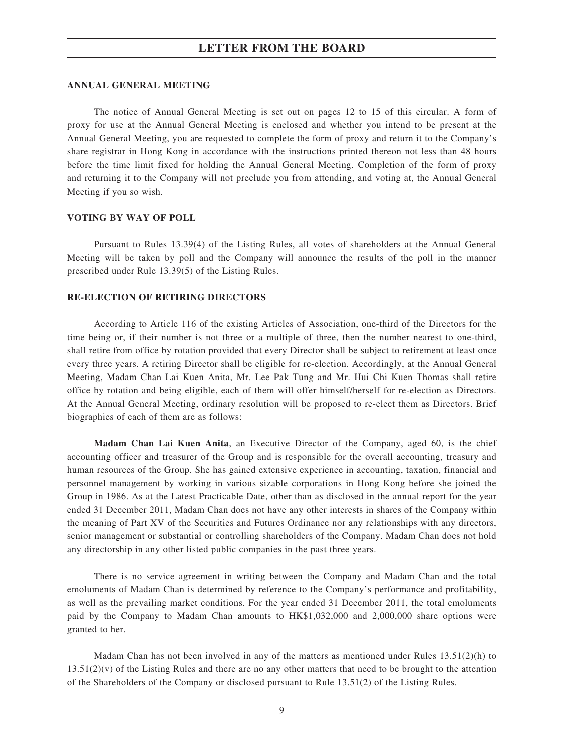## ANNUAL GENERAL MEETING

The notice of Annual General Meeting is set out on pages 12 to 15 of this circular. A form of proxy for use at the Annual General Meeting is enclosed and whether you intend to be present at the Annual General Meeting, you are requested to complete the form of proxy and return it to the Company's share registrar in Hong Kong in accordance with the instructions printed thereon not less than 48 hours before the time limit fixed for holding the Annual General Meeting. Completion of the form of proxy and returning it to the Company will not preclude you from attending, and voting at, the Annual General Meeting if you so wish.

## VOTING BY WAY OF POLL

Pursuant to Rules 13.39(4) of the Listing Rules, all votes of shareholders at the Annual General Meeting will be taken by poll and the Company will announce the results of the poll in the manner prescribed under Rule 13.39(5) of the Listing Rules.

## RE-ELECTION OF RETIRING DIRECTORS

According to Article 116 of the existing Articles of Association, one-third of the Directors for the time being or, if their number is not three or a multiple of three, then the number nearest to one-third, shall retire from office by rotation provided that every Director shall be subject to retirement at least once every three years. A retiring Director shall be eligible for re-election. Accordingly, at the Annual General Meeting, Madam Chan Lai Kuen Anita, Mr. Lee Pak Tung and Mr. Hui Chi Kuen Thomas shall retire office by rotation and being eligible, each of them will offer himself/herself for re-election as Directors. At the Annual General Meeting, ordinary resolution will be proposed to re-elect them as Directors. Brief biographies of each of them are as follows:

**Madam Chan Lai Kuen Anita**, an Executive Director of the Company, aged 60, is the chief accounting officer and treasurer of the Group and is responsible for the overall accounting, treasury and human resources of the Group. She has gained extensive experience in accounting, taxation, financial and personnel management by working in various sizable corporations in Hong Kong before she joined the Group in 1986. As at the Latest Practicable Date, other than as disclosed in the annual report for the year ended 31 December 2011, Madam Chan does not have any other interests in shares of the Company within the meaning of Part XV of the Securities and Futures Ordinance nor any relationships with any directors, senior management or substantial or controlling shareholders of the Company. Madam Chan does not hold any directorship in any other listed public companies in the past three years.

There is no service agreement in writing between the Company and Madam Chan and the total emoluments of Madam Chan is determined by reference to the Company's performance and profitability, as well as the prevailing market conditions. For the year ended 31 December 2011, the total emoluments paid by the Company to Madam Chan amounts to HK$1,032,000 and 2,000,000 share options were granted to her.

Madam Chan has not been involved in any of the matters as mentioned under Rules 13.51(2)(h) to 13.51(2)(v) of the Listing Rules and there are no any other matters that need to be brought to the attention of the Shareholders of the Company or disclosed pursuant to Rule 13.51(2) of the Listing Rules.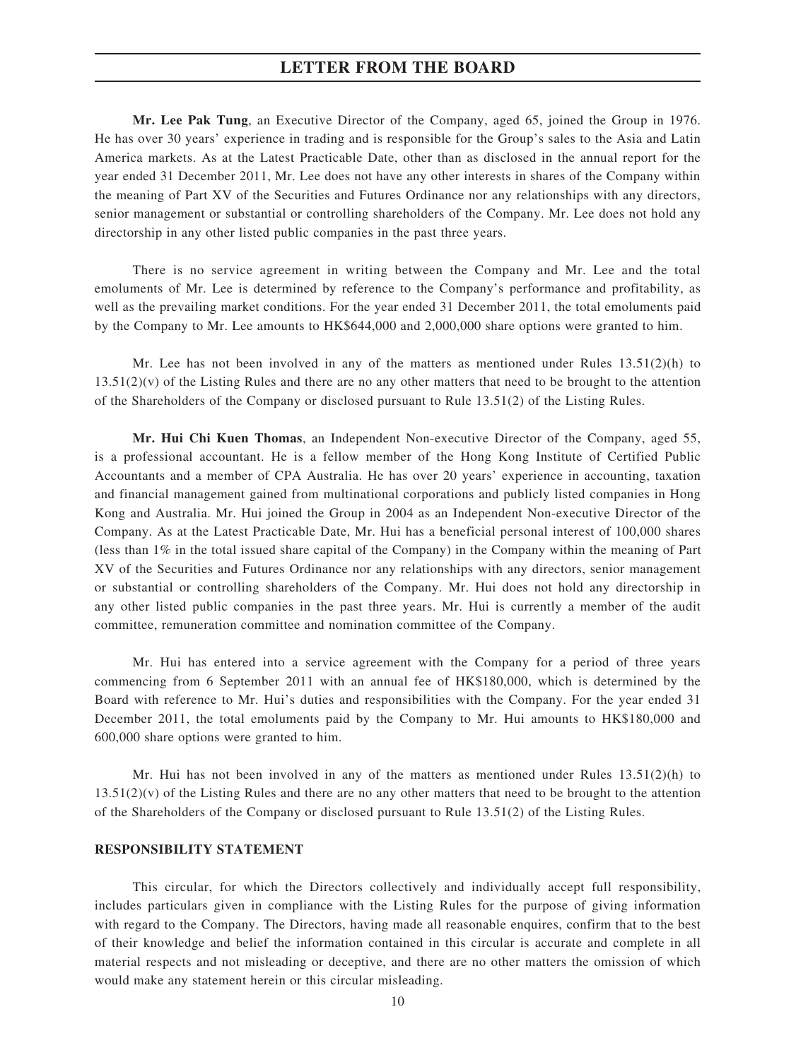**Mr. Lee Pak Tung**, an Executive Director of the Company, aged 65, joined the Group in 1976. He has over 30 years' experience in trading and is responsible for the Group's sales to the Asia and Latin America markets. As at the Latest Practicable Date, other than as disclosed in the annual report for the year ended 31 December 2011, Mr. Lee does not have any other interests in shares of the Company within the meaning of Part XV of the Securities and Futures Ordinance nor any relationships with any directors, senior management or substantial or controlling shareholders of the Company. Mr. Lee does not hold any directorship in any other listed public companies in the past three years.

There is no service agreement in writing between the Company and Mr. Lee and the total emoluments of Mr. Lee is determined by reference to the Company's performance and profitability, as well as the prevailing market conditions. For the year ended 31 December 2011, the total emoluments paid by the Company to Mr. Lee amounts to HK$644,000 and 2,000,000 share options were granted to him.

Mr. Lee has not been involved in any of the matters as mentioned under Rules 13.51(2)(h) to 13.51(2)(v) of the Listing Rules and there are no any other matters that need to be brought to the attention of the Shareholders of the Company or disclosed pursuant to Rule 13.51(2) of the Listing Rules.

**Mr. Hui Chi Kuen Thomas**, an Independent Non-executive Director of the Company, aged 55, is a professional accountant. He is a fellow member of the Hong Kong Institute of Certified Public Accountants and a member of CPA Australia. He has over 20 years' experience in accounting, taxation and financial management gained from multinational corporations and publicly listed companies in Hong Kong and Australia. Mr. Hui joined the Group in 2004 as an Independent Non-executive Director of the Company. As at the Latest Practicable Date, Mr. Hui has a beneficial personal interest of 100,000 shares (less than 1% in the total issued share capital of the Company) in the Company within the meaning of Part XV of the Securities and Futures Ordinance nor any relationships with any directors, senior management or substantial or controlling shareholders of the Company. Mr. Hui does not hold any directorship in any other listed public companies in the past three years. Mr. Hui is currently a member of the audit committee, remuneration committee and nomination committee of the Company.

Mr. Hui has entered into a service agreement with the Company for a period of three years commencing from 6 September 2011 with an annual fee of HK$180,000, which is determined by the Board with reference to Mr. Hui's duties and responsibilities with the Company. For the year ended 31 December 2011, the total emoluments paid by the Company to Mr. Hui amounts to HK$180,000 and 600,000 share options were granted to him.

Mr. Hui has not been involved in any of the matters as mentioned under Rules 13.51(2)(h) to 13.51(2)(v) of the Listing Rules and there are no any other matters that need to be brought to the attention of the Shareholders of the Company or disclosed pursuant to Rule 13.51(2) of the Listing Rules.

## RESPONSIBILITY STATEMENT

This circular, for which the Directors collectively and individually accept full responsibility, includes particulars given in compliance with the Listing Rules for the purpose of giving information with regard to the Company. The Directors, having made all reasonable enquires, confirm that to the best of their knowledge and belief the information contained in this circular is accurate and complete in all material respects and not misleading or deceptive, and there are no other matters the omission of which would make any statement herein or this circular misleading.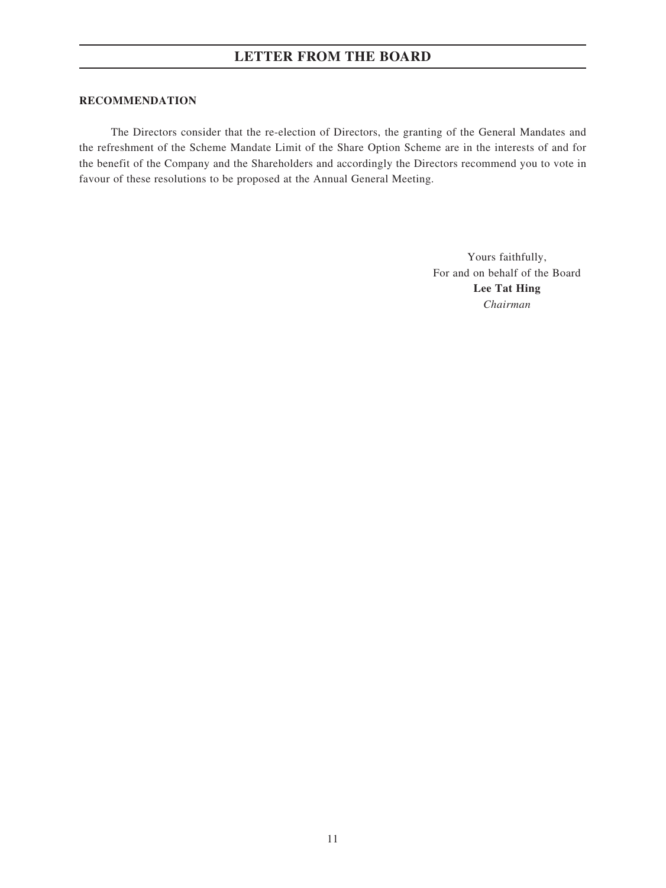## RECOMMENDATION

The Directors consider that the re-election of Directors, the granting of the General Mandates and the refreshment of the Scheme Mandate Limit of the Share Option Scheme are in the interests of and for the benefit of the Company and the Shareholders and accordingly the Directors recommend you to vote in favour of these resolutions to be proposed at the Annual General Meeting.

Yours faithfully,
For and on behalf of the Board
**Lee Tat Hing**
*Chairman*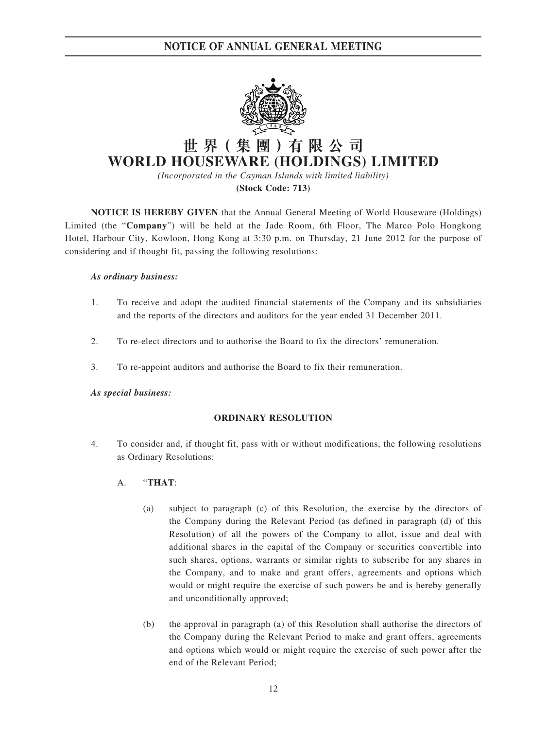# NOTICE OF ANNUAL GENERAL MEETING

# 世界(集團)有限公司
# WORLD HOUSEWARE (HOLDINGS) LIMITED

*(Incorporated in the Cayman Islands with limited liability)*

**(Stock Code: 713)**

**NOTICE IS HEREBY GIVEN** that the Annual General Meeting of World Houseware (Holdings) Limited (the "**Company**") will be held at the Jade Room, 6th Floor, The Marco Polo Hongkong Hotel, Harbour City, Kowloon, Hong Kong at 3:30 p.m. on Thursday, 21 June 2012 for the purpose of considering and if thought fit, passing the following resolutions:

***As ordinary business:***

1. To receive and adopt the audited financial statements of the Company and its subsidiaries and the reports of the directors and auditors for the year ended 31 December 2011.

2. To re-elect directors and to authorise the Board to fix the directors' remuneration.

3. To re-appoint auditors and authorise the Board to fix their remuneration.

***As special business:***

**ORDINARY RESOLUTION**

4. To consider and, if thought fit, pass with or without modifications, the following resolutions as Ordinary Resolutions:

   A. "**THAT**:

   (a) subject to paragraph (c) of this Resolution, the exercise by the directors of the Company during the Relevant Period (as defined in paragraph (d) of this Resolution) of all the powers of the Company to allot, issue and deal with additional shares in the capital of the Company or securities convertible into such shares, options, warrants or similar rights to subscribe for any shares in the Company, and to make and grant offers, agreements and options which would or might require the exercise of such powers be and is hereby generally and unconditionally approved;

   (b) the approval in paragraph (a) of this Resolution shall authorise the directors of the Company during the Relevant Period to make and grant offers, agreements and options which would or might require the exercise of such power after the end of the Relevant Period;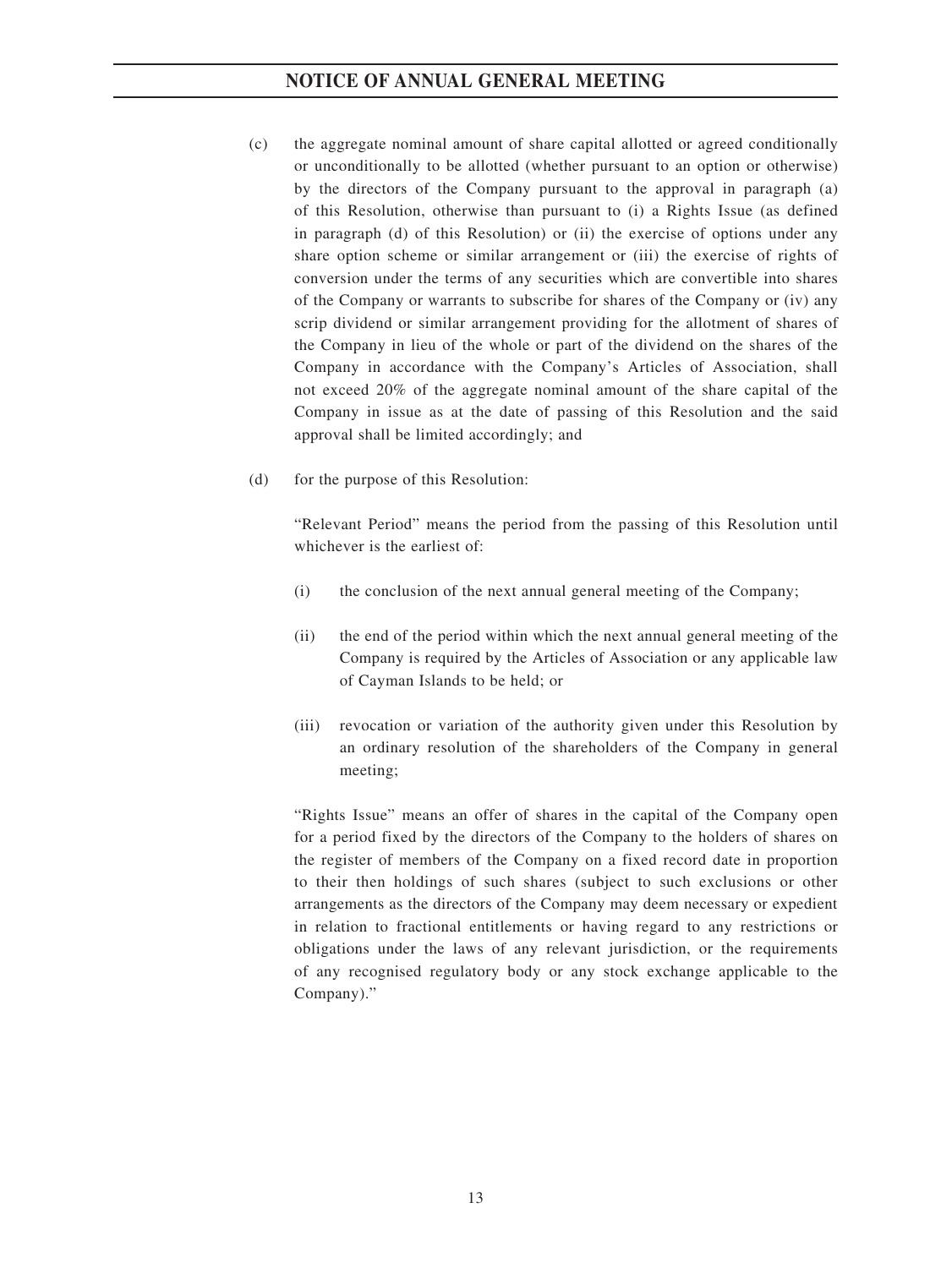(c) the aggregate nominal amount of share capital allotted or agreed conditionally or unconditionally to be allotted (whether pursuant to an option or otherwise) by the directors of the Company pursuant to the approval in paragraph (a) of this Resolution, otherwise than pursuant to (i) a Rights Issue (as defined in paragraph (d) of this Resolution) or (ii) the exercise of options under any share option scheme or similar arrangement or (iii) the exercise of rights of conversion under the terms of any securities which are convertible into shares of the Company or warrants to subscribe for shares of the Company or (iv) any scrip dividend or similar arrangement providing for the allotment of shares of the Company in lieu of the whole or part of the dividend on the shares of the Company in accordance with the Company's Articles of Association, shall not exceed 20% of the aggregate nominal amount of the share capital of the Company in issue as at the date of passing of this Resolution and the said approval shall be limited accordingly; and

(d) for the purpose of this Resolution:

"Relevant Period" means the period from the passing of this Resolution until whichever is the earliest of:

(i) the conclusion of the next annual general meeting of the Company;

(ii) the end of the period within which the next annual general meeting of the Company is required by the Articles of Association or any applicable law of Cayman Islands to be held; or

(iii) revocation or variation of the authority given under this Resolution by an ordinary resolution of the shareholders of the Company in general meeting;

"Rights Issue" means an offer of shares in the capital of the Company open for a period fixed by the directors of the Company to the holders of shares on the register of members of the Company on a fixed record date in proportion to their then holdings of such shares (subject to such exclusions or other arrangements as the directors of the Company may deem necessary or expedient in relation to fractional entitlements or having regard to any restrictions or obligations under the laws of any relevant jurisdiction, or the requirements of any recognised regulatory body or any stock exchange applicable to the Company)."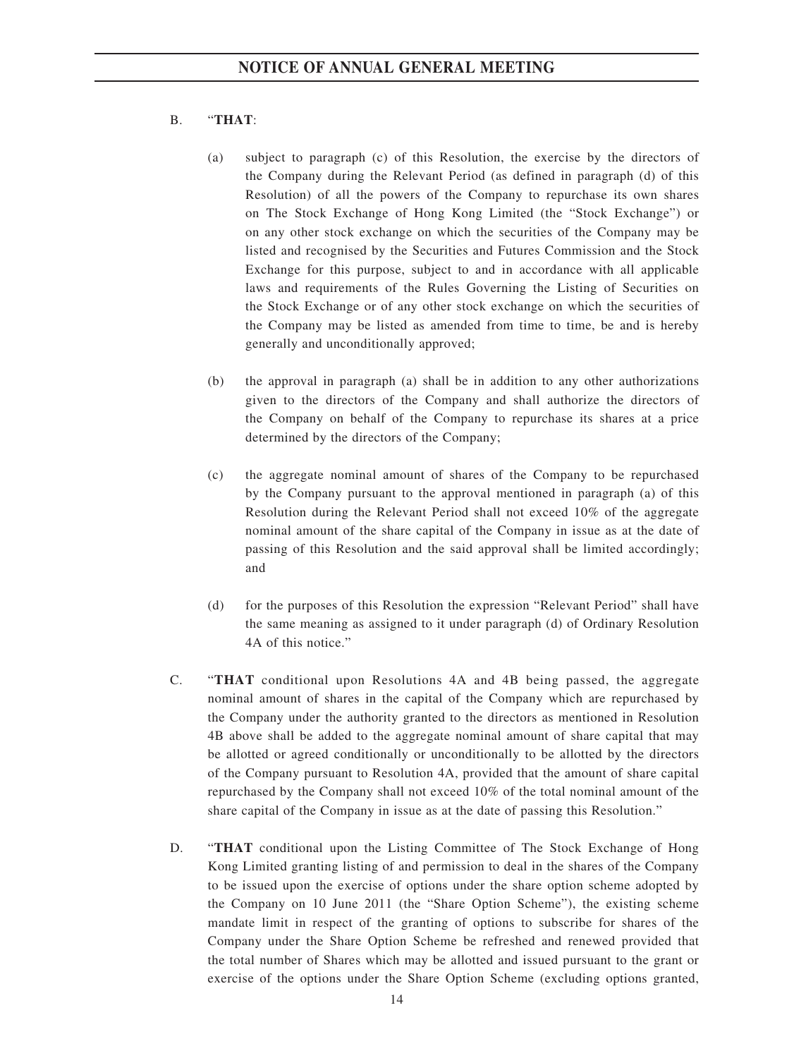B. "**THAT**:

(a) subject to paragraph (c) of this Resolution, the exercise by the directors of the Company during the Relevant Period (as defined in paragraph (d) of this Resolution) of all the powers of the Company to repurchase its own shares on The Stock Exchange of Hong Kong Limited (the "Stock Exchange") or on any other stock exchange on which the securities of the Company may be listed and recognised by the Securities and Futures Commission and the Stock Exchange for this purpose, subject to and in accordance with all applicable laws and requirements of the Rules Governing the Listing of Securities on the Stock Exchange or of any other stock exchange on which the securities of the Company may be listed as amended from time to time, be and is hereby generally and unconditionally approved;

(b) the approval in paragraph (a) shall be in addition to any other authorizations given to the directors of the Company and shall authorize the directors of the Company on behalf of the Company to repurchase its shares at a price determined by the directors of the Company;

(c) the aggregate nominal amount of shares of the Company to be repurchased by the Company pursuant to the approval mentioned in paragraph (a) of this Resolution during the Relevant Period shall not exceed 10% of the aggregate nominal amount of the share capital of the Company in issue as at the date of passing of this Resolution and the said approval shall be limited accordingly; and

(d) for the purposes of this Resolution the expression "Relevant Period" shall have the same meaning as assigned to it under paragraph (d) of Ordinary Resolution 4A of this notice."

C. "**THAT** conditional upon Resolutions 4A and 4B being passed, the aggregate nominal amount of shares in the capital of the Company which are repurchased by the Company under the authority granted to the directors as mentioned in Resolution 4B above shall be added to the aggregate nominal amount of share capital that may be allotted or agreed conditionally or unconditionally to be allotted by the directors of the Company pursuant to Resolution 4A, provided that the amount of share capital repurchased by the Company shall not exceed 10% of the total nominal amount of the share capital of the Company in issue as at the date of passing this Resolution."

D. "**THAT** conditional upon the Listing Committee of The Stock Exchange of Hong Kong Limited granting listing of and permission to deal in the shares of the Company to be issued upon the exercise of options under the share option scheme adopted by the Company on 10 June 2011 (the "Share Option Scheme"), the existing scheme mandate limit in respect of the granting of options to subscribe for shares of the Company under the Share Option Scheme be refreshed and renewed provided that the total number of Shares which may be allotted and issued pursuant to the grant or exercise of the options under the Share Option Scheme (excluding options granted,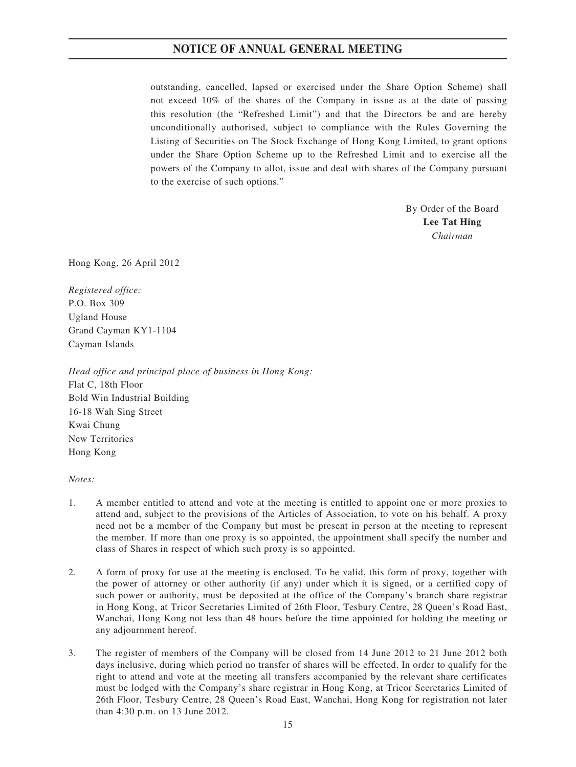outstanding, cancelled, lapsed or exercised under the Share Option Scheme) shall not exceed 10% of the shares of the Company in issue as at the date of passing this resolution (the "Refreshed Limit") and that the Directors be and are hereby unconditionally authorised, subject to compliance with the Rules Governing the Listing of Securities on The Stock Exchange of Hong Kong Limited, to grant options under the Share Option Scheme up to the Refreshed Limit and to exercise all the powers of the Company to allot, issue and deal with shares of the Company pursuant to the exercise of such options."

By Order of the Board
**Lee Tat Hing**
*Chairman*

Hong Kong, 26 April 2012

*Registered office:*
P.O. Box 309
Ugland House
Grand Cayman KY1-1104
Cayman Islands

*Head office and principal place of business in Hong Kong:*
Flat C, 18th Floor
Bold Win Industrial Building
16-18 Wah Sing Street
Kwai Chung
New Territories
Hong Kong

*Notes:*

1. A member entitled to attend and vote at the meeting is entitled to appoint one or more proxies to attend and, subject to the provisions of the Articles of Association, to vote on his behalf. A proxy need not be a member of the Company but must be present in person at the meeting to represent the member. If more than one proxy is so appointed, the appointment shall specify the number and class of Shares in respect of which such proxy is so appointed.

2. A form of proxy for use at the meeting is enclosed. To be valid, this form of proxy, together with the power of attorney or other authority (if any) under which it is signed, or a certified copy of such power or authority, must be deposited at the office of the Company's branch share registrar in Hong Kong, at Tricor Secretaries Limited of 26th Floor, Tesbury Centre, 28 Queen's Road East, Wanchai, Hong Kong not less than 48 hours before the time appointed for holding the meeting or any adjournment hereof.

3. The register of members of the Company will be closed from 14 June 2012 to 21 June 2012 both days inclusive, during which period no transfer of shares will be effected. In order to qualify for the right to attend and vote at the meeting all transfers accompanied by the relevant share certificates must be lodged with the Company's share registrar in Hong Kong, at Tricor Secretaries Limited of 26th Floor, Tesbury Centre, 28 Queen's Road East, Wanchai, Hong Kong for registration not later than 4:30 p.m. on 13 June 2012.